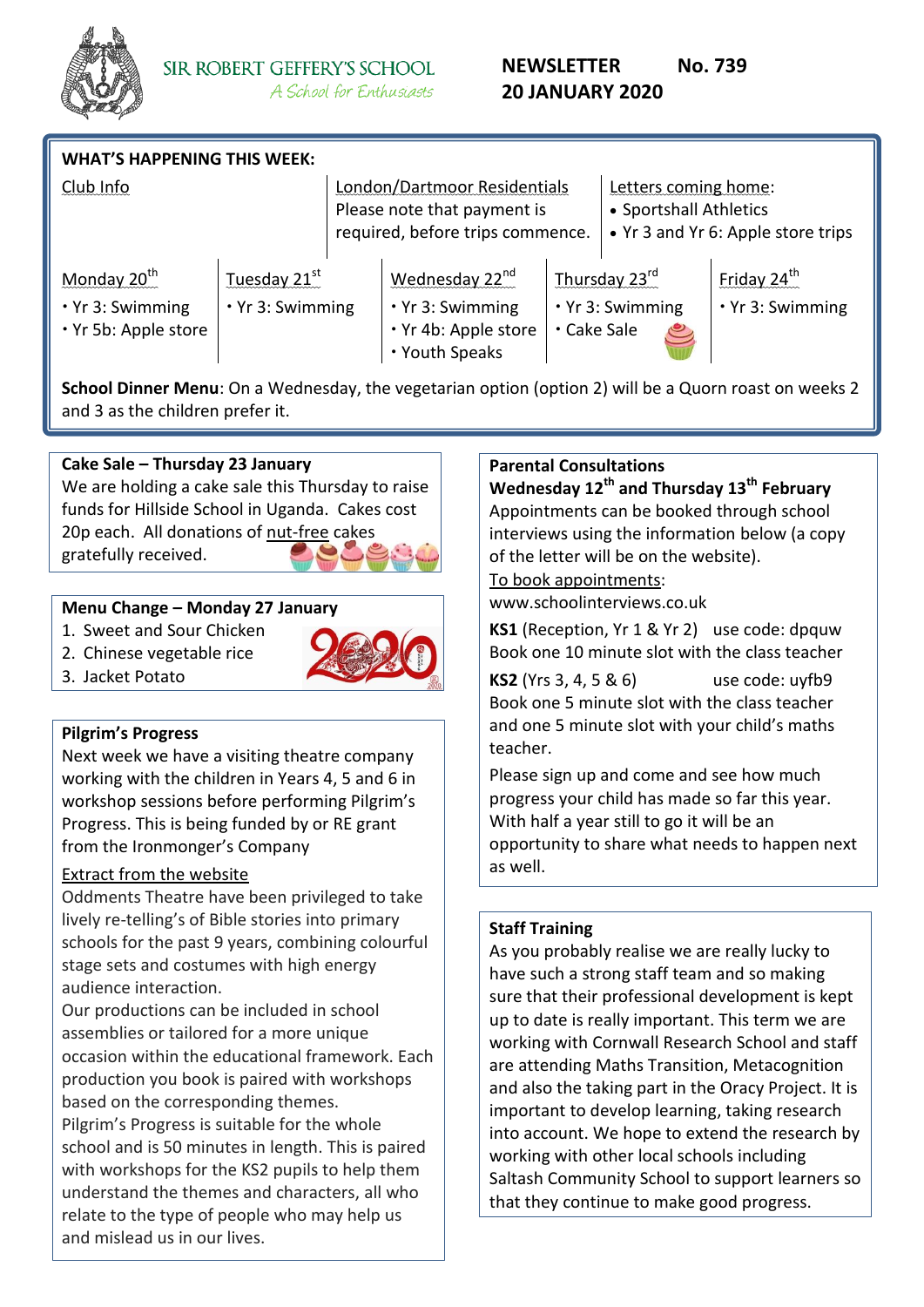SIR ROBERT GEFFERY'S SCHOOL

*A School for Enthusiasts*

# NEWSLETTER No. 739

## 20 JANUARY 2020

## WHAT'S HAPPENING THIS WEEK:

| Club Info | London/Dartmoor Residentials | Letters coming home: |
|---|---|---|
| | Please note that payment is required, before trips commence. | • Sportshall Athletics<br>• Yr 3 and Yr 6: Apple store trips |

| Monday 20th | Tuesday 21st | Wednesday 22nd | Thursday 23rd | Friday 24th |
|---|---|---|---|---|
| • Yr 3: Swimming<br>• Yr 5b: Apple store | • Yr 3: Swimming | • Yr 3: Swimming<br>• Yr 4b: Apple store<br>• Youth Speaks | • Yr 3: Swimming<br>• Cake Sale | • Yr 3: Swimming |

**School Dinner Menu**: On a Wednesday, the vegetarian option (option 2) will be a Quorn roast on weeks 2 and 3 as the children prefer it.

### Cake Sale – Thursday 23 January

We are holding a cake sale this Thursday to raise funds for Hillside School in Uganda. Cakes cost 20p each. All donations of nut-free cakes gratefully received.

### Menu Change – Monday 27 January

1. Sweet and Sour Chicken
2. Chinese vegetable rice
3. Jacket Potato

### Pilgrim's Progress

Next week we have a visiting theatre company working with the children in Years 4, 5 and 6 in workshop sessions before performing Pilgrim's Progress. This is being funded by or RE grant from the Ironmonger's Company

Extract from the website

Oddments Theatre have been privileged to take lively re-telling's of Bible stories into primary schools for the past 9 years, combining colourful stage sets and costumes with high energy audience interaction.
Our productions can be included in school assemblies or tailored for a more unique occasion within the educational framework. Each production you book is paired with workshops based on the corresponding themes.
Pilgrim's Progress is suitable for the whole school and is 50 minutes in length. This is paired with workshops for the KS2 pupils to help them understand the themes and characters, all who relate to the type of people who may help us and mislead us in our lives.

### Parental Consultations

**Wednesday 12th and Thursday 13th February**

Appointments can be booked through school interviews using the information below (a copy of the letter will be on the website).

To book appointments:
www.schoolinterviews.co.uk

**KS1** (Reception, Yr 1 & Yr 2) use code: dpquw
Book one 10 minute slot with the class teacher

**KS2** (Yrs 3, 4, 5 & 6) use code: uyfb9
Book one 5 minute slot with the class teacher and one 5 minute slot with your child's maths teacher.

Please sign up and come and see how much progress your child has made so far this year. With half a year still to go it will be an opportunity to share what needs to happen next as well.

### Staff Training

As you probably realise we are really lucky to have such a strong staff team and so making sure that their professional development is kept up to date is really important. This term we are working with Cornwall Research School and staff are attending Maths Transition, Metacognition and also the taking part in the Oracy Project. It is important to develop learning, taking research into account. We hope to extend the research by working with other local schools including Saltash Community School to support learners so that they continue to make good progress.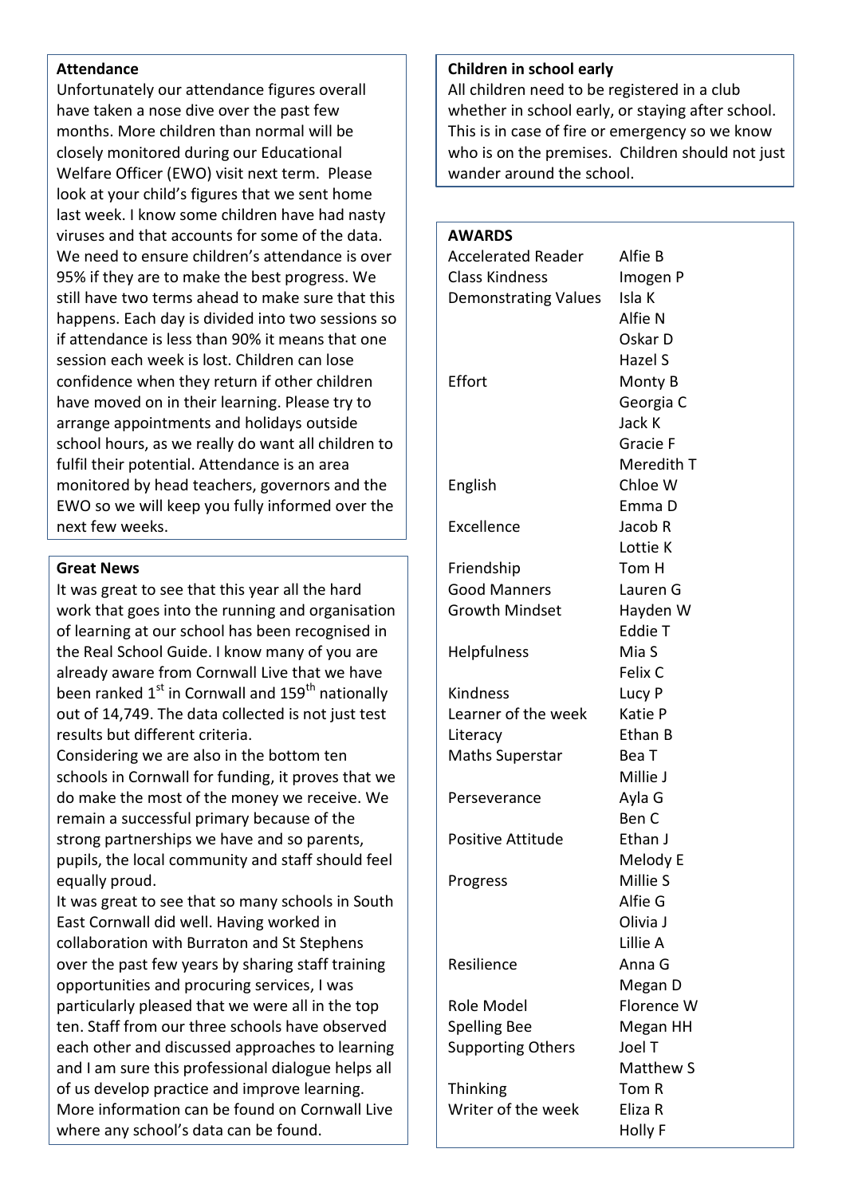## Attendance

Unfortunately our attendance figures overall have taken a nose dive over the past few months. More children than normal will be closely monitored during our Educational Welfare Officer (EWO) visit next term. Please look at your child's figures that we sent home last week. I know some children have had nasty viruses and that accounts for some of the data. We need to ensure children's attendance is over 95% if they are to make the best progress. We still have two terms ahead to make sure that this happens. Each day is divided into two sessions so if attendance is less than 90% it means that one session each week is lost. Children can lose confidence when they return if other children have moved on in their learning. Please try to arrange appointments and holidays outside school hours, as we really do want all children to fulfil their potential. Attendance is an area monitored by head teachers, governors and the EWO so we will keep you fully informed over the next few weeks.

## Great News

It was great to see that this year all the hard work that goes into the running and organisation of learning at our school has been recognised in the Real School Guide. I know many of you are already aware from Cornwall Live that we have been ranked 1st in Cornwall and 159th nationally out of 14,749. The data collected is not just test results but different criteria.

Considering we are also in the bottom ten schools in Cornwall for funding, it proves that we do make the most of the money we receive. We remain a successful primary because of the strong partnerships we have and so parents, pupils, the local community and staff should feel equally proud.

It was great to see that so many schools in South East Cornwall did well. Having worked in collaboration with Burraton and St Stephens over the past few years by sharing staff training opportunities and procuring services, I was particularly pleased that we were all in the top ten. Staff from our three schools have observed each other and discussed approaches to learning and I am sure this professional dialogue helps all of us develop practice and improve learning. More information can be found on Cornwall Live where any school's data can be found.

## Children in school early

All children need to be registered in a club whether in school early, or staying after school. This is in case of fire or emergency so we know who is on the premises. Children should not just wander around the school.

## AWARDS

| Award | Name |
|---|---|
| Accelerated Reader | Alfie B |
| Class Kindness | Imogen P |
| Demonstrating Values | Isla K |
| | Alfie N |
| | Oskar D |
| | Hazel S |
| Effort | Monty B |
| | Georgia C |
| | Jack K |
| | Gracie F |
| | Meredith T |
| English | Chloe W |
| | Emma D |
| Excellence | Jacob R |
| | Lottie K |
| Friendship | Tom H |
| Good Manners | Lauren G |
| Growth Mindset | Hayden W |
| | Eddie T |
| Helpfulness | Mia S |
| | Felix C |
| Kindness | Lucy P |
| Learner of the week | Katie P |
| Literacy | Ethan B |
| Maths Superstar | Bea T |
| | Millie J |
| Perseverance | Ayla G |
| | Ben C |
| Positive Attitude | Ethan J |
| | Melody E |
| Progress | Millie S |
| | Alfie G |
| | Olivia J |
| | Lillie A |
| Resilience | Anna G |
| | Megan D |
| Role Model | Florence W |
| Spelling Bee | Megan HH |
| Supporting Others | Joel T |
| | Matthew S |
| Thinking | Tom R |
| Writer of the week | Eliza R |
| | Holly F |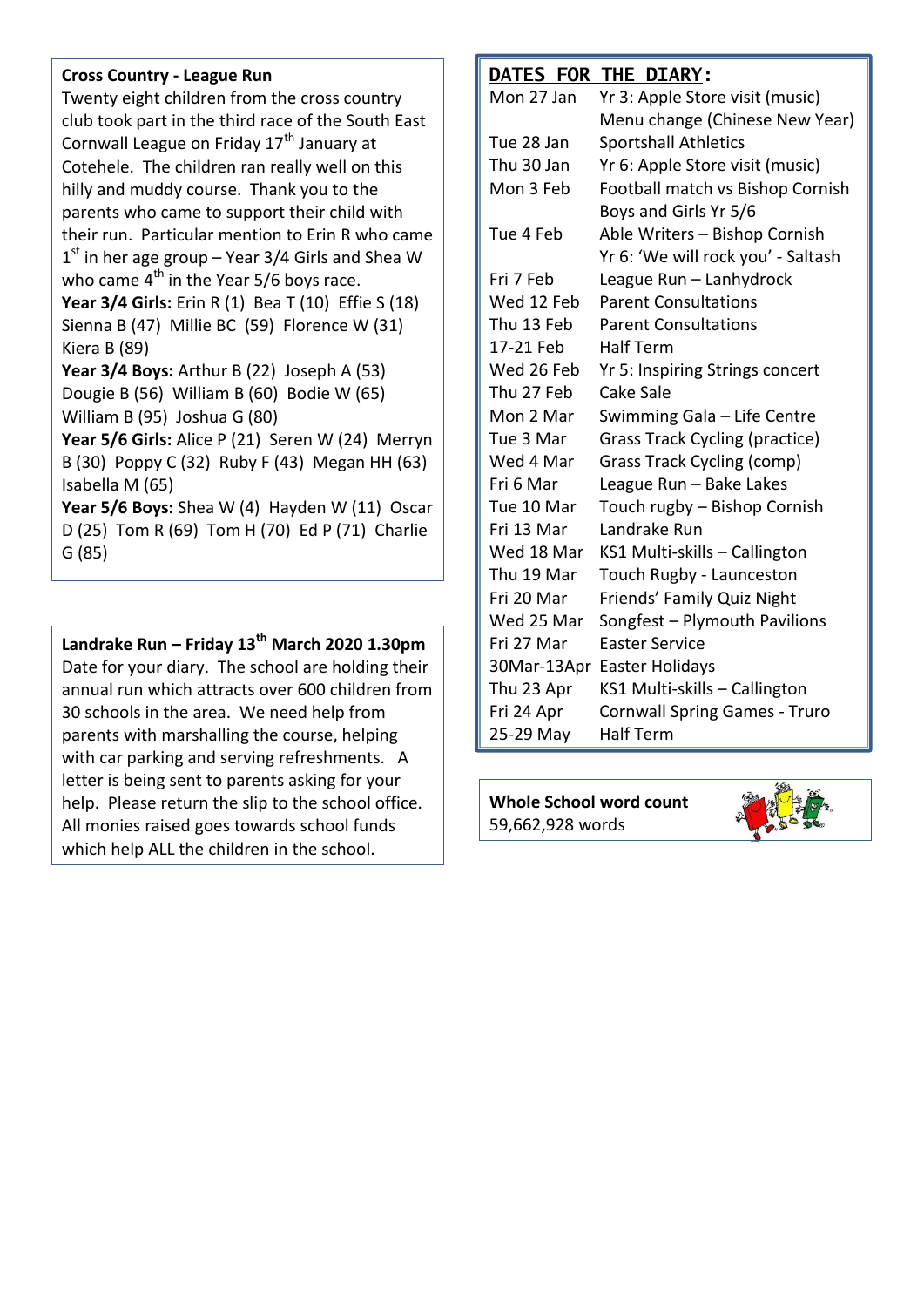**Cross Country - League Run**

Twenty eight children from the cross country club took part in the third race of the South East Cornwall League on Friday 17th January at Cotehele. The children ran really well on this hilly and muddy course. Thank you to the parents who came to support their child with their run. Particular mention to Erin R who came 1st in her age group – Year 3/4 Girls and Shea W who came 4th in the Year 5/6 boys race.

**Year 3/4 Girls:** Erin R (1) Bea T (10) Effie S (18) Sienna B (47) Millie BC (59) Florence W (31) Kiera B (89)

**Year 3/4 Boys:** Arthur B (22) Joseph A (53) Dougie B (56) William B (60) Bodie W (65) William B (95) Joshua G (80)

**Year 5/6 Girls:** Alice P (21) Seren W (24) Merryn B (30) Poppy C (32) Ruby F (43) Megan HH (63) Isabella M (65)

**Year 5/6 Boys:** Shea W (4) Hayden W (11) Oscar D (25) Tom R (69) Tom H (70) Ed P (71) Charlie G (85)

**Landrake Run – Friday 13th March 2020 1.30pm**

Date for your diary. The school are holding their annual run which attracts over 600 children from 30 schools in the area. We need help from parents with marshalling the course, helping with car parking and serving refreshments. A letter is being sent to parents asking for your help. Please return the slip to the school office. All monies raised goes towards school funds which help ALL the children in the school.

## DATES FOR THE DIARY:

| | |
|---|---|
| Mon 27 Jan | Yr 3: Apple Store visit (music)<br>Menu change (Chinese New Year) |
| Tue 28 Jan | Sportshall Athletics |
| Thu 30 Jan | Yr 6: Apple Store visit (music) |
| Mon 3 Feb | Football match vs Bishop Cornish Boys and Girls Yr 5/6 |
| Tue 4 Feb | Able Writers – Bishop Cornish<br>Yr 6: 'We will rock you' - Saltash |
| Fri 7 Feb | League Run – Lanhydrock |
| Wed 12 Feb | Parent Consultations |
| Thu 13 Feb | Parent Consultations |
| 17-21 Feb | Half Term |
| Wed 26 Feb | Yr 5: Inspiring Strings concert |
| Thu 27 Feb | Cake Sale |
| Mon 2 Mar | Swimming Gala – Life Centre |
| Tue 3 Mar | Grass Track Cycling (practice) |
| Wed 4 Mar | Grass Track Cycling (comp) |
| Fri 6 Mar | League Run – Bake Lakes |
| Tue 10 Mar | Touch rugby – Bishop Cornish |
| Fri 13 Mar | Landrake Run |
| Wed 18 Mar | KS1 Multi-skills – Callington |
| Thu 19 Mar | Touch Rugby - Launceston |
| Fri 20 Mar | Friends' Family Quiz Night |
| Wed 25 Mar | Songfest – Plymouth Pavilions |
| Fri 27 Mar | Easter Service |
| 30Mar-13Apr | Easter Holidays |
| Thu 23 Apr | KS1 Multi-skills – Callington |
| Fri 24 Apr | Cornwall Spring Games - Truro |
| 25-29 May | Half Term |

**Whole School word count**
59,662,928 words